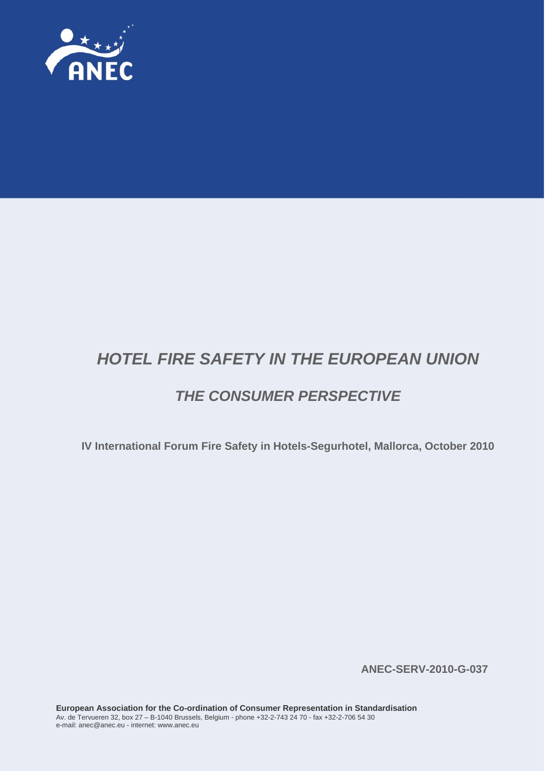ANEC

# *HOTEL FIRE SAFETY IN THE EUROPEAN UNION*

## *THE CONSUMER PERSPECTIVE*

**IV International Forum Fire Safety in Hotels-Segurhotel, Mallorca, October 2010**

**ANEC-SERV-2010-G-037**

**European Association for the Co-ordination of Consumer Representation in Standardisation**
Av. de Tervueren 32, box 27 – B-1040 Brussels, Belgium - phone +32-2-743 24 70 - fax +32-2-706 54 30
e-mail: anec@anec.eu - internet: www.anec.eu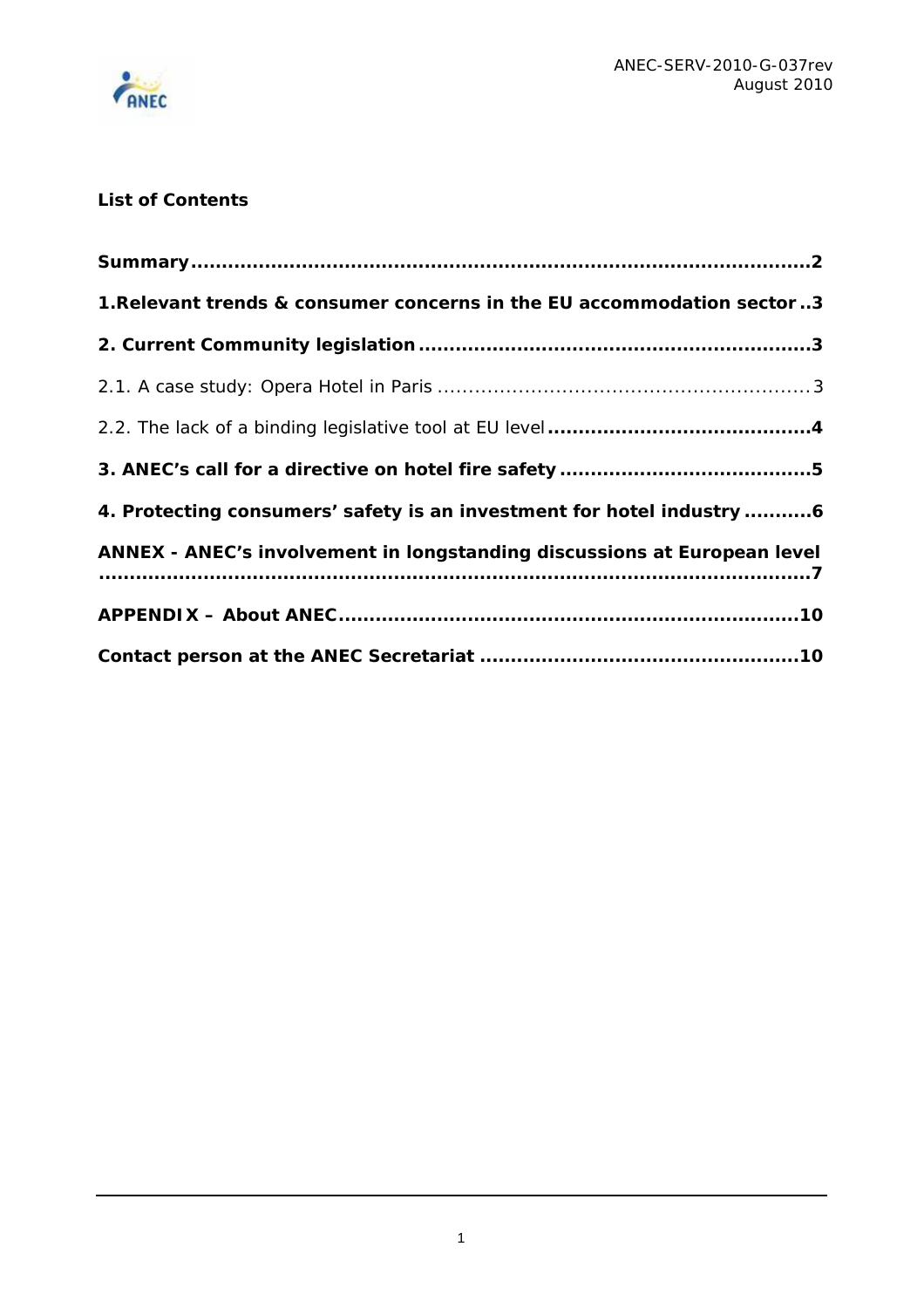ANEC-SERV-2010-G-037rev
August 2010

**List of Contents**

**Summary** .......................................................................................... **2**

**1.Relevant trends & consumer concerns in the EU accommodation sector** .. **3**

**2. Current Community legislation** .............................................................. **3**

2.1. A case study: Opera Hotel in Paris ........................................................... 3

2.2. The lack of a binding legislative tool at EU level ........................................ **4**

**3. ANEC's call for a directive on hotel fire safety** ....................................... **5**

**4. Protecting consumers' safety is an investment for hotel industry** ........... **6**

**ANNEX - ANEC's involvement in longstanding discussions at European level** ........................................................................................................ **7**

**APPENDIX – About ANEC** ......................................................................... **10**

**Contact person at the ANEC Secretariat** .................................................. **10**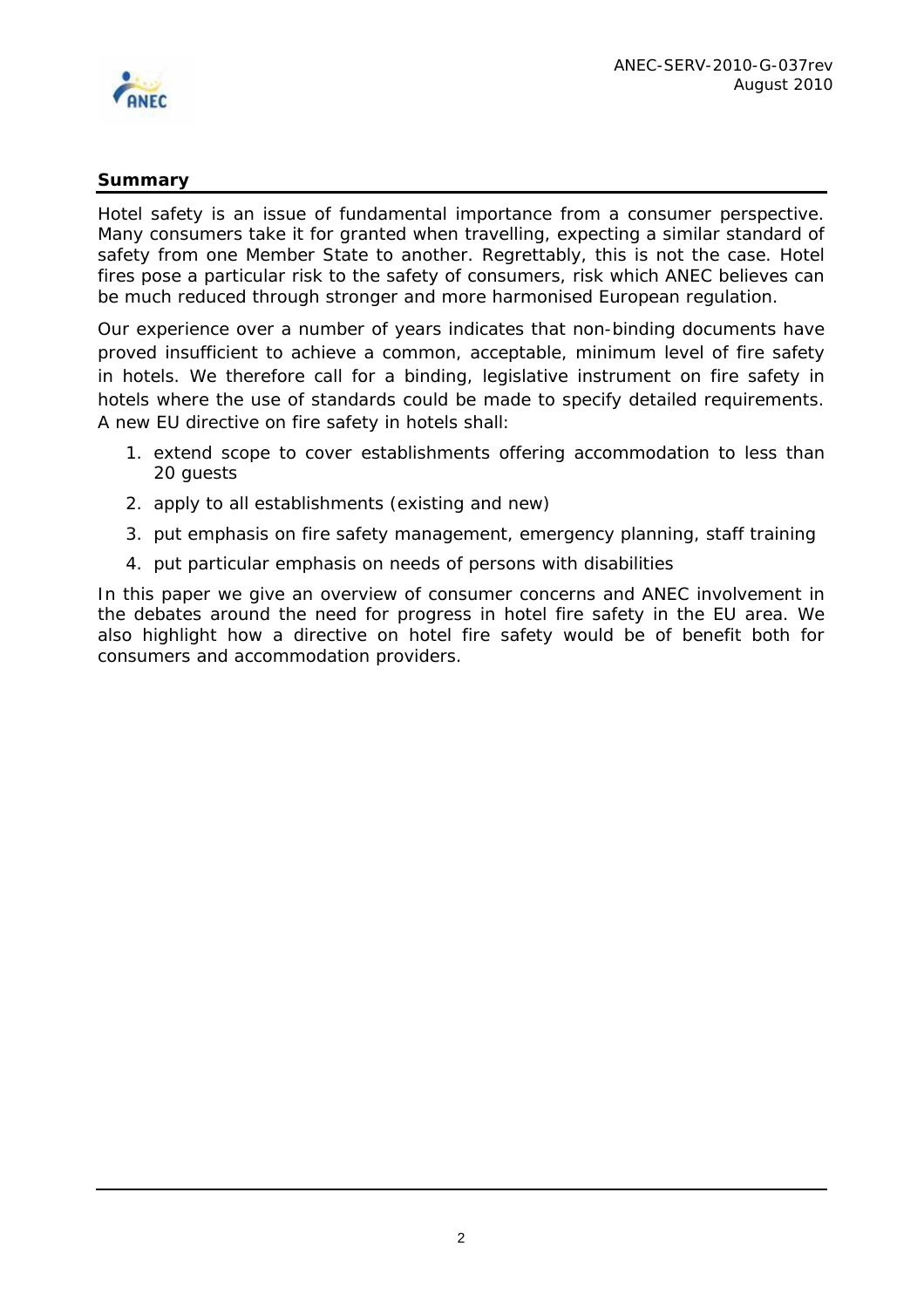**Summary**

Hotel safety is an issue of fundamental importance from a consumer perspective. Many consumers take it for granted when travelling, expecting a similar standard of safety from one Member State to another. Regrettably, this is not the case. Hotel fires pose a particular risk to the safety of consumers, risk which ANEC believes can be much reduced through stronger and more harmonised European regulation.

Our experience over a number of years indicates that non-binding documents have proved insufficient to achieve a common, acceptable, minimum level of fire safety in hotels. We therefore call for a binding, legislative instrument on fire safety in hotels where the use of standards could be made to specify detailed requirements. A new EU directive on fire safety in hotels shall:

1. extend scope to cover establishments offering accommodation to less than 20 guests
2. apply to all establishments (existing and new)
3. put emphasis on fire safety management, emergency planning, staff training
4. put particular emphasis on needs of persons with disabilities

In this paper we give an overview of consumer concerns and ANEC involvement in the debates around the need for progress in hotel fire safety in the EU area. We also highlight how a directive on hotel fire safety would be of benefit both for consumers and accommodation providers.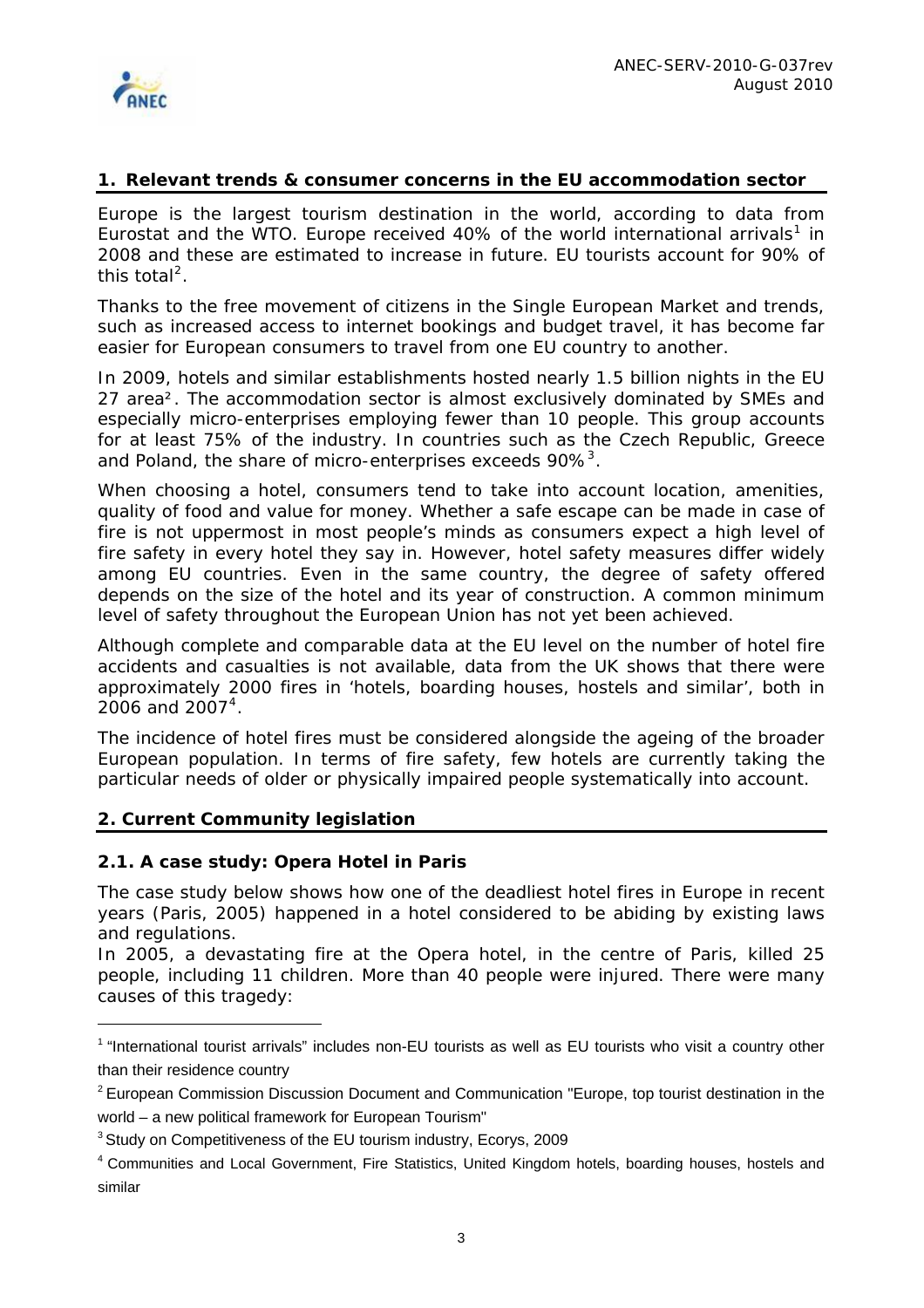## 1. Relevant trends & consumer concerns in the EU accommodation sector

Europe is the largest tourism destination in the world, according to data from Eurostat and the WTO. Europe received 40% of the world international arrivals[1] in 2008 and these are estimated to increase in future. EU tourists account for 90% of this total[2].

Thanks to the free movement of citizens in the Single European Market and trends, such as increased access to internet bookings and budget travel, it has become far easier for European consumers to travel from one EU country to another.

In 2009, hotels and similar establishments hosted nearly 1.5 billion nights in the EU 27 area[2]. The accommodation sector is almost exclusively dominated by SMEs and especially micro-enterprises employing fewer than 10 people. This group accounts for at least 75% of the industry. In countries such as the Czech Republic, Greece and Poland, the share of micro-enterprises exceeds 90%[3].

When choosing a hotel, consumers tend to take into account location, amenities, quality of food and value for money. Whether a safe escape can be made in case of fire is not uppermost in most people's minds as consumers expect a high level of fire safety in every hotel they say in. However, hotel safety measures differ widely among EU countries. Even in the same country, the degree of safety offered depends on the size of the hotel and its year of construction. A common minimum level of safety throughout the European Union has not yet been achieved.

Although complete and comparable data at the EU level on the number of hotel fire accidents and casualties is not available, data from the UK shows that there were approximately 2000 fires in 'hotels, boarding houses, hostels and similar', both in 2006 and 2007[4].

The incidence of hotel fires must be considered alongside the ageing of the broader European population. In terms of fire safety, few hotels are currently taking the particular needs of older or physically impaired people systematically into account.

## 2. Current Community legislation

### 2.1. A case study: Opera Hotel in Paris

The case study below shows how one of the deadliest hotel fires in Europe in recent years (Paris, 2005) happened in a hotel considered to be abiding by existing laws and regulations.

In 2005, a devastating fire at the Opera hotel, in the centre of Paris, killed 25 people, including 11 children. More than 40 people were injured. There were many causes of this tragedy:

---

[1] "International tourist arrivals" includes non-EU tourists as well as EU tourists who visit a country other than their residence country

[2] European Commission Discussion Document and Communication "Europe, top tourist destination in the world – a new political framework for European Tourism"

[3] Study on Competitiveness of the EU tourism industry, Ecorys, 2009

[4] Communities and Local Government, Fire Statistics, United Kingdom hotels, boarding houses, hostels and similar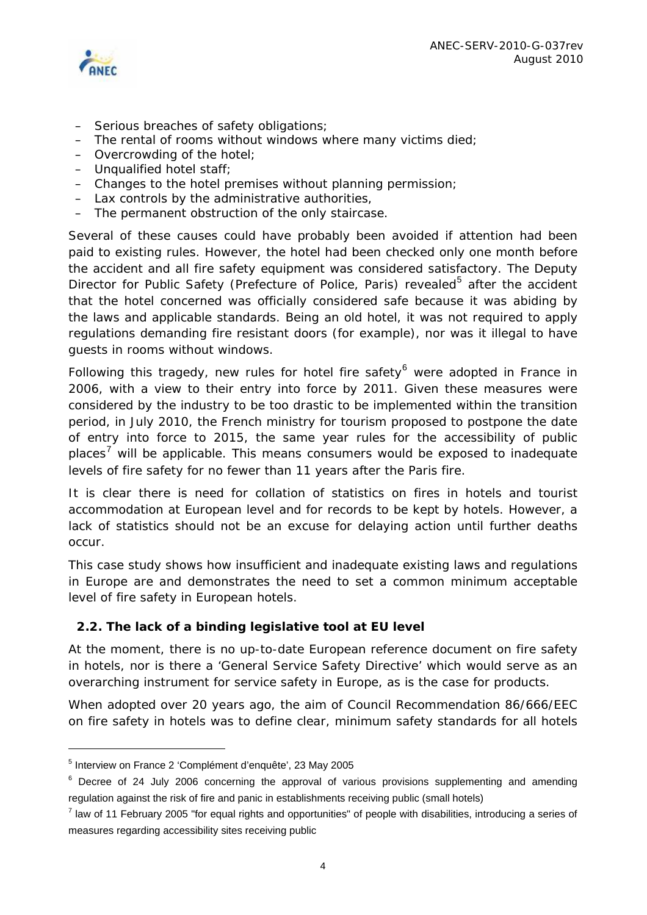- Serious breaches of safety obligations;
- The rental of rooms without windows where many victims died;
- Overcrowding of the hotel;
- Unqualified hotel staff;
- Changes to the hotel premises without planning permission;
- Lax controls by the administrative authorities,
- The permanent obstruction of the only staircase.

Several of these causes could have probably been avoided if attention had been paid to existing rules. However, the hotel had been checked only one month before the accident and all fire safety equipment was considered satisfactory. The Deputy Director for Public Safety (Prefecture of Police, Paris) revealed[5] after the accident that the hotel concerned was officially considered safe because it was abiding by the laws and applicable standards. Being an old hotel, it was not required to apply regulations demanding fire resistant doors (for example), nor was it illegal to have guests in rooms without windows.

Following this tragedy, new rules for hotel fire safety[6] were adopted in France in 2006, with a view to their entry into force by 2011. Given these measures were considered by the industry to be too drastic to be implemented within the transition period, in July 2010, the French ministry for tourism proposed to postpone the date of entry into force to 2015, the same year rules for the accessibility of public places[7] will be applicable. This means consumers would be exposed to inadequate levels of fire safety for no fewer than 11 years after the Paris fire.

It is clear there is need for collation of statistics on fires in hotels and tourist accommodation at European level and for records to be kept by hotels. However, a lack of statistics should not be an excuse for delaying action until further deaths occur.

This case study shows how insufficient and inadequate existing laws and regulations in Europe are and demonstrates the need to set a common minimum acceptable level of fire safety in European hotels.

### 2.2. The lack of a binding legislative tool at EU level

At the moment, there is no up-to-date European reference document on fire safety in hotels, nor is there a 'General Service Safety Directive' which would serve as an overarching instrument for service safety in Europe, as is the case for products.

When adopted over 20 years ago, the aim of Council Recommendation 86/666/EEC on fire safety in hotels was to define clear, minimum safety standards for all hotels

---

[5] Interview on France 2 'Complément d'enquête', 23 May 2005

[6] Decree of 24 July 2006 concerning the approval of various provisions supplementing and amending regulation against the risk of fire and panic in establishments receiving public (small hotels)

[7] law of 11 February 2005 "for equal rights and opportunities" of people with disabilities, introducing a series of measures regarding accessibility sites receiving public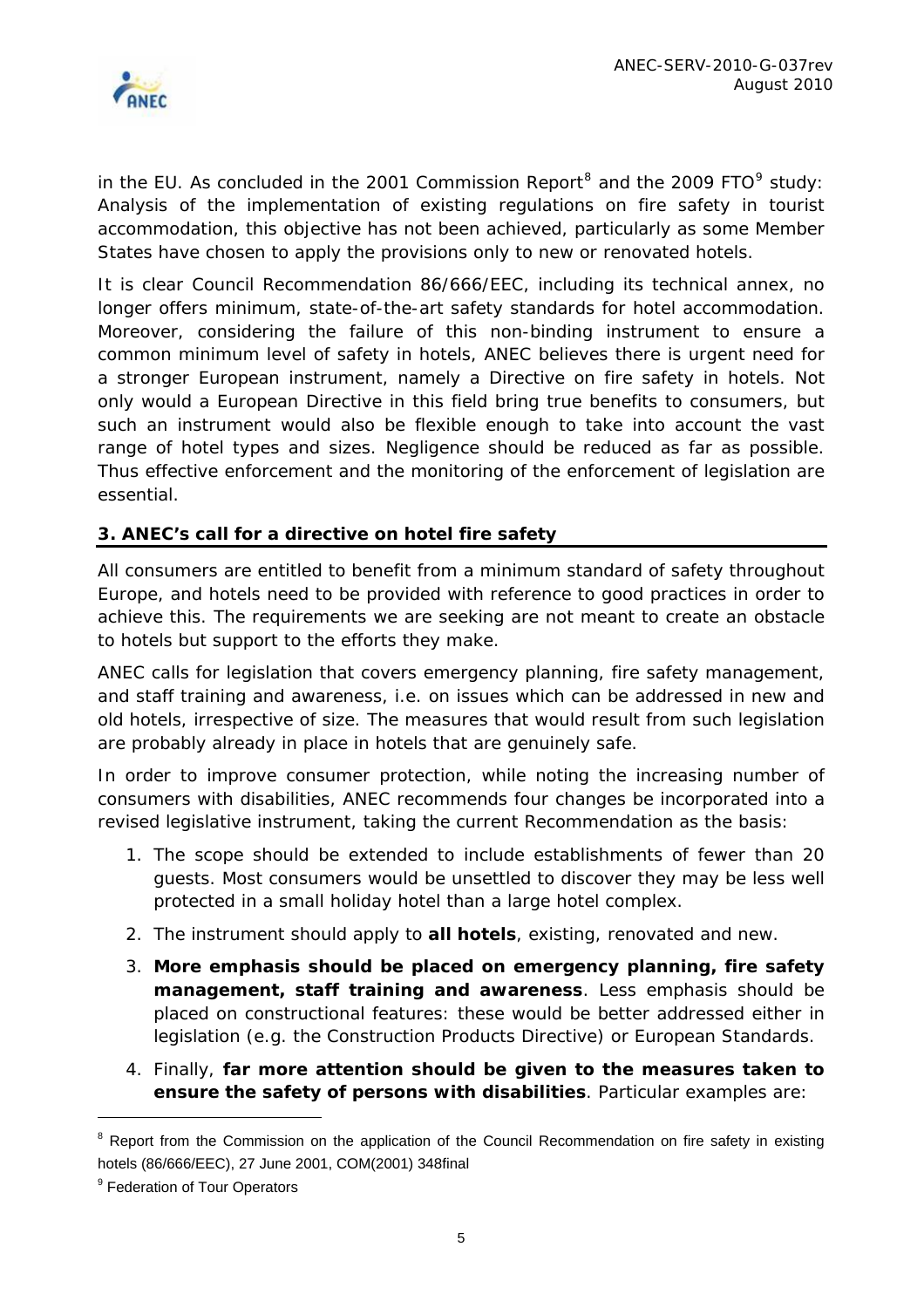in the EU. As concluded in the 2001 Commission Report[8] and the 2009 FTO[9] study: Analysis of the implementation of existing regulations on fire safety in tourist accommodation, this objective has not been achieved, particularly as some Member States have chosen to apply the provisions only to new or renovated hotels.

It is clear Council Recommendation 86/666/EEC, including its technical annex, no longer offers minimum, state-of-the-art safety standards for hotel accommodation. Moreover, considering the failure of this non-binding instrument to ensure a common minimum level of safety in hotels, ANEC believes there is urgent need for a stronger European instrument, namely a Directive on fire safety in hotels. Not only would a European Directive in this field bring true benefits to consumers, but such an instrument would also be flexible enough to take into account the vast range of hotel types and sizes. Negligence should be reduced as far as possible. Thus effective enforcement and the monitoring of the enforcement of legislation are essential.

## 3. ANEC's call for a directive on hotel fire safety

All consumers are entitled to benefit from a minimum standard of safety throughout Europe, and hotels need to be provided with reference to good practices in order to achieve this. The requirements we are seeking are not meant to create an obstacle to hotels but support to the efforts they make.

ANEC calls for legislation that covers emergency planning, fire safety management, and staff training and awareness, i.e. on issues which can be addressed in new and old hotels, irrespective of size. The measures that would result from such legislation are probably already in place in hotels that are genuinely safe.

In order to improve consumer protection, while noting the increasing number of consumers with disabilities, ANEC recommends four changes be incorporated into a revised legislative instrument, taking the current Recommendation as the basis:

1. The scope should be extended to include establishments of fewer than 20 guests. Most consumers would be unsettled to discover they may be less well protected in a small holiday hotel than a large hotel complex.
2. The instrument should apply to **all hotels**, existing, renovated and new.
3. **More emphasis should be placed on emergency planning, fire safety management, staff training and awareness**. Less emphasis should be placed on constructional features: these would be better addressed either in legislation (e.g. the Construction Products Directive) or European Standards.
4. Finally, **far more attention should be given to the measures taken to ensure the safety of persons with disabilities**. Particular examples are:

---

[8] Report from the Commission on the application of the Council Recommendation on fire safety in existing hotels (86/666/EEC), 27 June 2001, COM(2001) 348final

[9] Federation of Tour Operators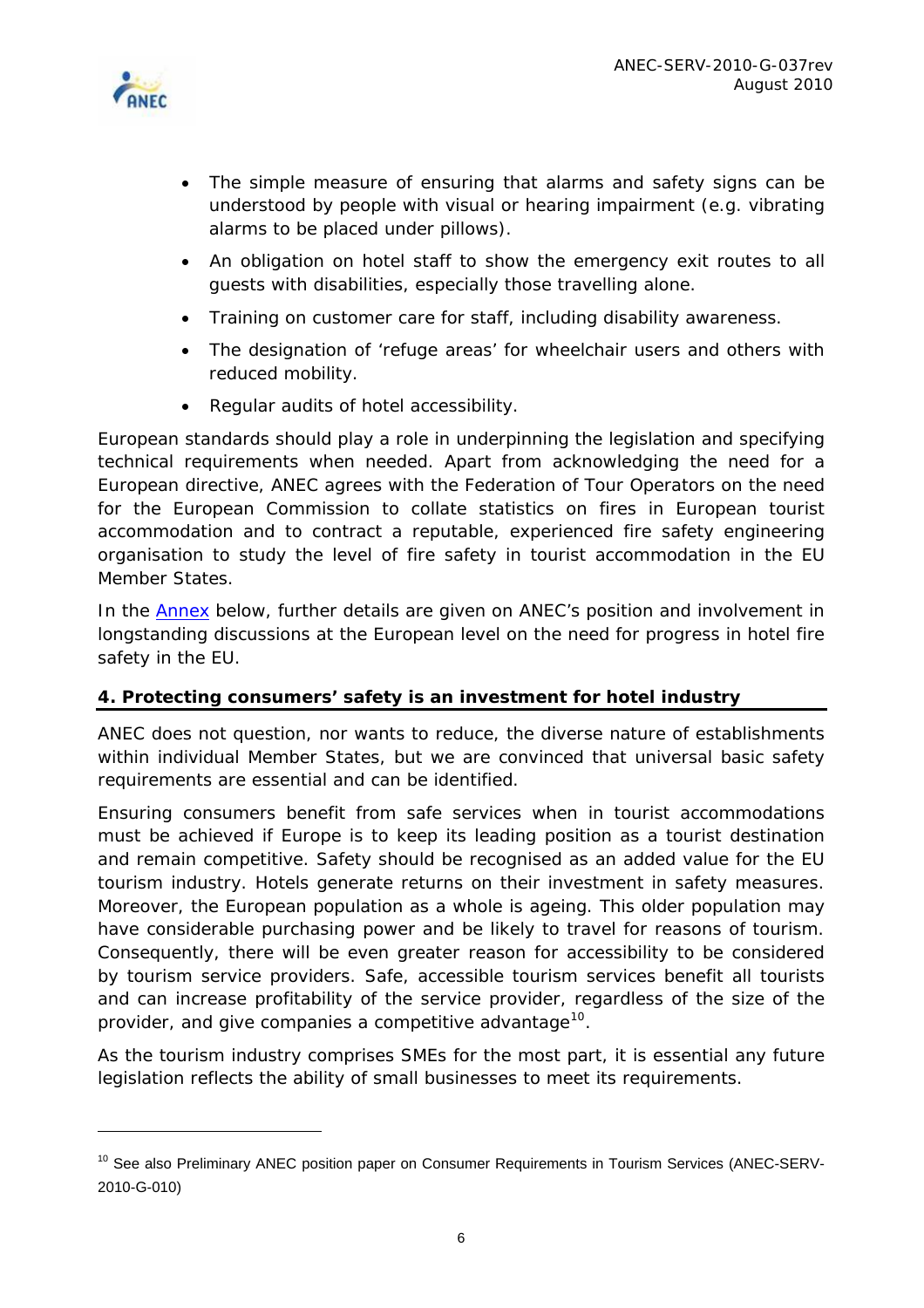- The simple measure of ensuring that alarms and safety signs can be understood by people with visual or hearing impairment (e.g. vibrating alarms to be placed under pillows).
- An obligation on hotel staff to show the emergency exit routes to all guests with disabilities, especially those travelling alone.
- Training on customer care for staff, including disability awareness.
- The designation of 'refuge areas' for wheelchair users and others with reduced mobility.
- Regular audits of hotel accessibility.

European standards should play a role in underpinning the legislation and specifying technical requirements when needed. Apart from acknowledging the need for a European directive, ANEC agrees with the Federation of Tour Operators on the need for the European Commission to collate statistics on fires in European tourist accommodation and to contract a reputable, experienced fire safety engineering organisation to study the level of fire safety in tourist accommodation in the EU Member States.

In the Annex below, further details are given on ANEC's position and involvement in longstanding discussions at the European level on the need for progress in hotel fire safety in the EU.

## 4. Protecting consumers' safety is an investment for hotel industry

ANEC does not question, nor wants to reduce, the diverse nature of establishments within individual Member States, but we are convinced that universal basic safety requirements are essential and can be identified.

Ensuring consumers benefit from safe services when in tourist accommodations must be achieved if Europe is to keep its leading position as a tourist destination and remain competitive. Safety should be recognised as an added value for the EU tourism industry. Hotels generate returns on their investment in safety measures. Moreover, the European population as a whole is ageing. This older population may have considerable purchasing power and be likely to travel for reasons of tourism. Consequently, there will be even greater reason for accessibility to be considered by tourism service providers. Safe, accessible tourism services benefit all tourists and can increase profitability of the service provider, regardless of the size of the provider, and give companies a competitive advantage[10].

As the tourism industry comprises SMEs for the most part, it is essential any future legislation reflects the ability of small businesses to meet its requirements.

---

[10] See also Preliminary ANEC position paper on Consumer Requirements in Tourism Services (ANEC-SERV-2010-G-010)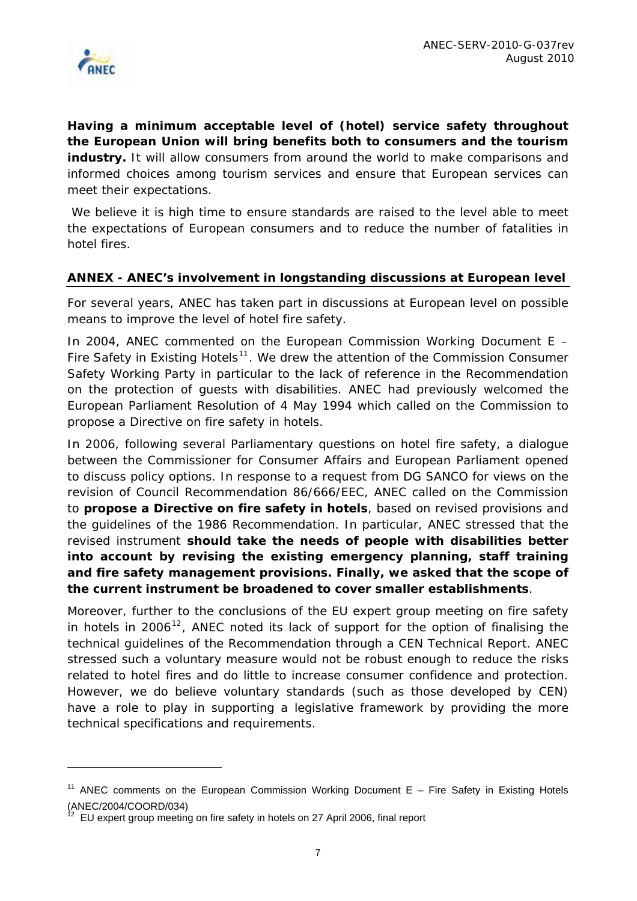**Having a minimum acceptable level of (hotel) service safety throughout the European Union will bring benefits both to consumers and the tourism industry.** It will allow consumers from around the world to make comparisons and informed choices among tourism services and ensure that European services can meet their expectations.

We believe it is high time to ensure standards are raised to the level able to meet the expectations of European consumers and to reduce the number of fatalities in hotel fires.

## ANNEX - ANEC's involvement in longstanding discussions at European level

For several years, ANEC has taken part in discussions at European level on possible means to improve the level of hotel fire safety.

In 2004, ANEC commented on the European Commission Working Document E – Fire Safety in Existing Hotels[11]. We drew the attention of the Commission Consumer Safety Working Party in particular to the lack of reference in the Recommendation on the protection of guests with disabilities. ANEC had previously welcomed the European Parliament Resolution of 4 May 1994 which called on the Commission to propose a Directive on fire safety in hotels.

In 2006, following several Parliamentary questions on hotel fire safety, a dialogue between the Commissioner for Consumer Affairs and European Parliament opened to discuss policy options. In response to a request from DG SANCO for views on the revision of Council Recommendation 86/666/EEC, ANEC called on the Commission to **propose a Directive on fire safety in hotels**, based on revised provisions and the guidelines of the 1986 Recommendation. In particular, ANEC stressed that the revised instrument **should take the needs of people with disabilities better into account by revising the existing emergency planning, staff training and fire safety management provisions. Finally, we asked that the scope of the current instrument be broadened to cover smaller establishments**.

Moreover, further to the conclusions of the EU expert group meeting on fire safety in hotels in 2006[12], ANEC noted its lack of support for the option of finalising the technical guidelines of the Recommendation through a CEN Technical Report. ANEC stressed such a voluntary measure would not be robust enough to reduce the risks related to hotel fires and do little to increase consumer confidence and protection. However, we do believe voluntary standards (such as those developed by CEN) have a role to play in supporting a legislative framework by providing the more technical specifications and requirements.

---

[11] ANEC comments on the European Commission Working Document E – Fire Safety in Existing Hotels (ANEC/2004/COORD/034)

[12] EU expert group meeting on fire safety in hotels on 27 April 2006, final report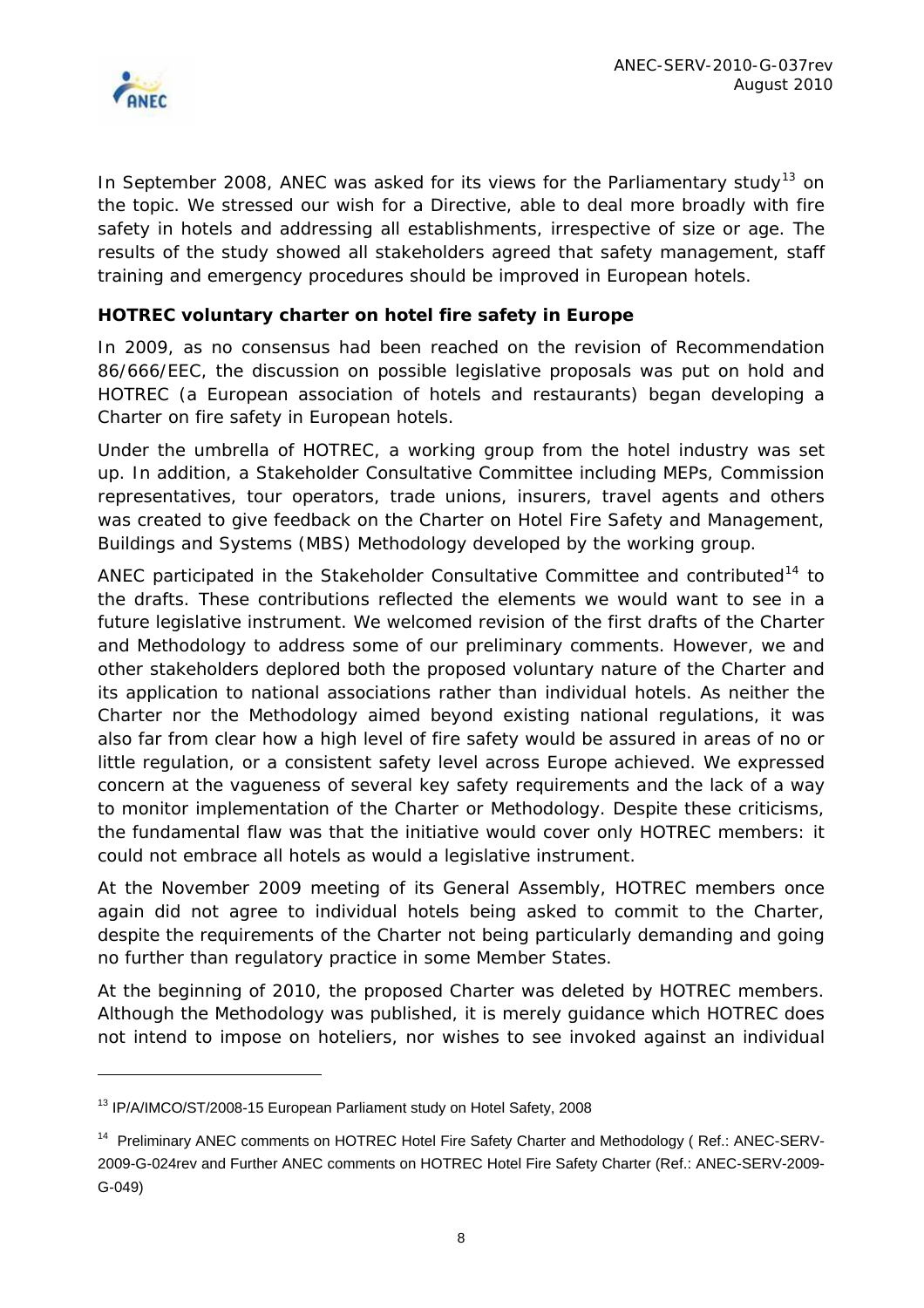In September 2008, ANEC was asked for its views for the Parliamentary study[13] on the topic. We stressed our wish for a Directive, able to deal more broadly with fire safety in hotels and addressing all establishments, irrespective of size or age. The results of the study showed all stakeholders agreed that safety management, staff training and emergency procedures should be improved in European hotels.

**HOTREC voluntary charter on hotel fire safety in Europe**

In 2009, as no consensus had been reached on the revision of Recommendation 86/666/EEC, the discussion on possible legislative proposals was put on hold and HOTREC (a European association of hotels and restaurants) began developing a Charter on fire safety in European hotels.

Under the umbrella of HOTREC, a working group from the hotel industry was set up. In addition, a Stakeholder Consultative Committee including MEPs, Commission representatives, tour operators, trade unions, insurers, travel agents and others was created to give feedback on the Charter on Hotel Fire Safety and Management, Buildings and Systems (MBS) Methodology developed by the working group.

ANEC participated in the Stakeholder Consultative Committee and contributed[14] to the drafts. These contributions reflected the elements we would want to see in a future legislative instrument. We welcomed revision of the first drafts of the Charter and Methodology to address some of our preliminary comments. However, we and other stakeholders deplored both the proposed voluntary nature of the Charter and its application to national associations rather than individual hotels. As neither the Charter nor the Methodology aimed beyond existing national regulations, it was also far from clear how a high level of fire safety would be assured in areas of no or little regulation, or a consistent safety level across Europe achieved. We expressed concern at the vagueness of several key safety requirements and the lack of a way to monitor implementation of the Charter or Methodology. Despite these criticisms, the fundamental flaw was that the initiative would cover only HOTREC members: it could not embrace all hotels as would a legislative instrument.

At the November 2009 meeting of its General Assembly, HOTREC members once again did not agree to individual hotels being asked to commit to the Charter, despite the requirements of the Charter not being particularly demanding and going no further than regulatory practice in some Member States.

At the beginning of 2010, the proposed Charter was deleted by HOTREC members. Although the Methodology was published, it is merely guidance which HOTREC does not intend to impose on hoteliers, nor wishes to see invoked against an individual

---

[13] IP/A/IMCO/ST/2008-15 European Parliament study on Hotel Safety, 2008

[14] Preliminary ANEC comments on HOTREC Hotel Fire Safety Charter and Methodology ( Ref.: ANEC-SERV-2009-G-024rev and Further ANEC comments on HOTREC Hotel Fire Safety Charter (Ref.: ANEC-SERV-2009-G-049)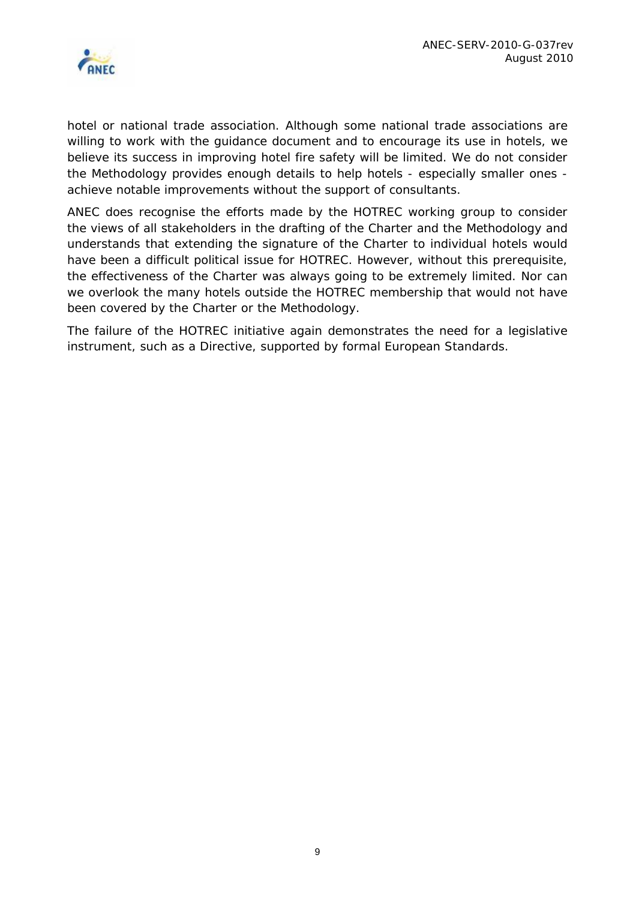hotel or national trade association. Although some national trade associations are willing to work with the guidance document and to encourage its use in hotels, we believe its success in improving hotel fire safety will be limited. We do not consider the Methodology provides enough details to help hotels - especially smaller ones - achieve notable improvements without the support of consultants.

ANEC does recognise the efforts made by the HOTREC working group to consider the views of all stakeholders in the drafting of the Charter and the Methodology and understands that extending the signature of the Charter to individual hotels would have been a difficult political issue for HOTREC. However, without this prerequisite, the effectiveness of the Charter was always going to be extremely limited. Nor can we overlook the many hotels outside the HOTREC membership that would not have been covered by the Charter or the Methodology.

The failure of the HOTREC initiative again demonstrates the need for a legislative instrument, such as a Directive, supported by formal European Standards.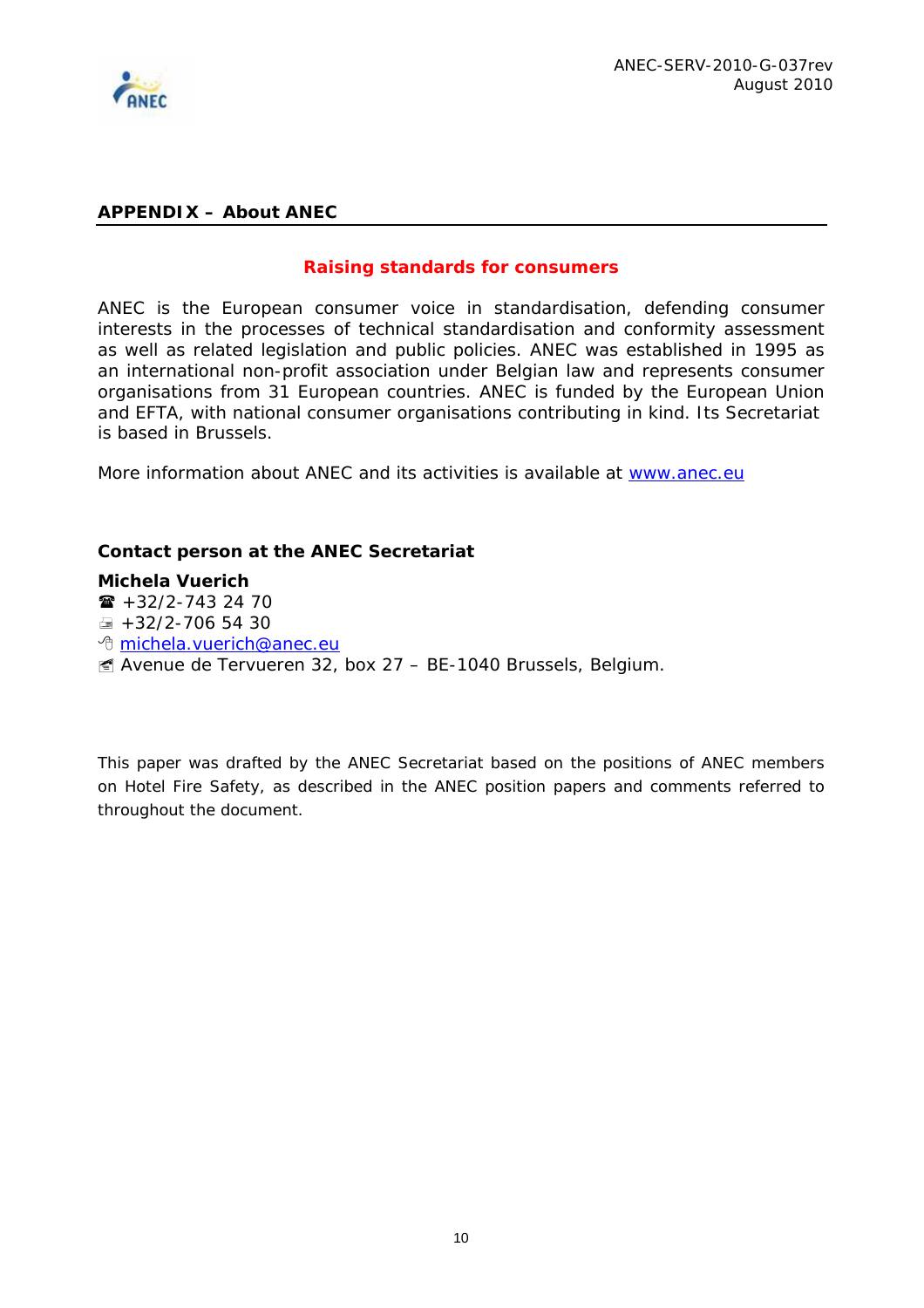## APPENDIX – About ANEC

**Raising standards for consumers**

ANEC is the European consumer voice in standardisation, defending consumer interests in the processes of technical standardisation and conformity assessment as well as related legislation and public policies. ANEC was established in 1995 as an international non-profit association under Belgian law and represents consumer organisations from 31 European countries. ANEC is funded by the European Union and EFTA, with national consumer organisations contributing in kind. Its Secretariat is based in Brussels.

More information about ANEC and its activities is available at [www.anec.eu](http://www.anec.eu)

**Contact person at the ANEC Secretariat**

**Michela Vuerich**

☎ +32/2-743 24 70
🖷 +32/2-706 54 30
🖱 [michela.vuerich@anec.eu](mailto:michela.vuerich@anec.eu)
✉ Avenue de Tervueren 32, box 27 – BE-1040 Brussels, Belgium.

This paper was drafted by the ANEC Secretariat based on the positions of ANEC members on Hotel Fire Safety, as described in the ANEC position papers and comments referred to throughout the document.